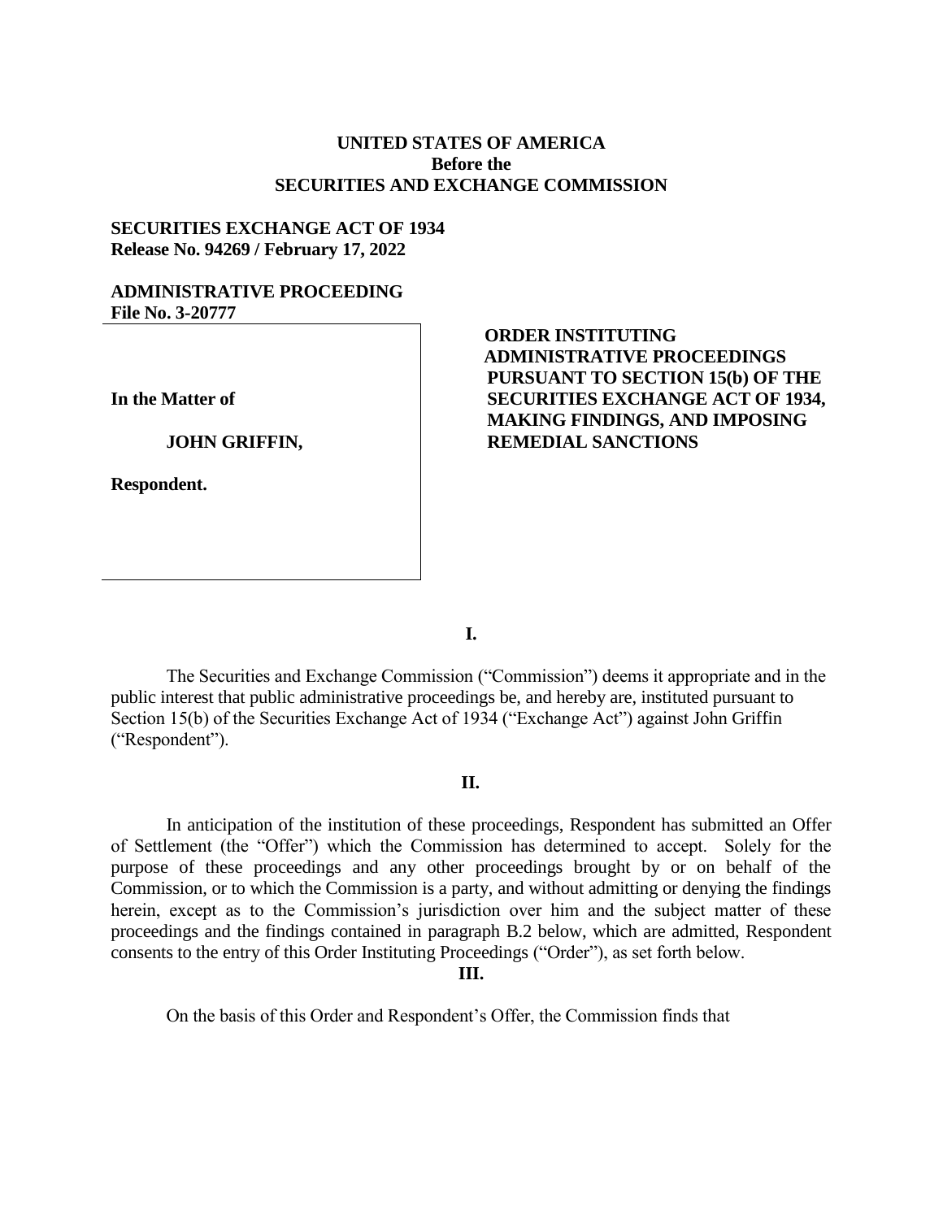**UNITED STATES OF AMERICA**
**Before the**
**SECURITIES AND EXCHANGE COMMISSION**

**SECURITIES EXCHANGE ACT OF 1934**
**Release No. 94269 / February 17, 2022**

**ADMINISTRATIVE PROCEEDING**
**File No. 3-20777**

**In the Matter of**

**JOHN GRIFFIN,**

**Respondent.**

**ORDER INSTITUTING ADMINISTRATIVE PROCEEDINGS PURSUANT TO SECTION 15(b) OF THE SECURITIES EXCHANGE ACT OF 1934, MAKING FINDINGS, AND IMPOSING REMEDIAL SANCTIONS**

## I.

The Securities and Exchange Commission ("Commission") deems it appropriate and in the public interest that public administrative proceedings be, and hereby are, instituted pursuant to Section 15(b) of the Securities Exchange Act of 1934 ("Exchange Act") against John Griffin ("Respondent").

## II.

In anticipation of the institution of these proceedings, Respondent has submitted an Offer of Settlement (the "Offer") which the Commission has determined to accept. Solely for the purpose of these proceedings and any other proceedings brought by or on behalf of the Commission, or to which the Commission is a party, and without admitting or denying the findings herein, except as to the Commission's jurisdiction over him and the subject matter of these proceedings and the findings contained in paragraph B.2 below, which are admitted, Respondent consents to the entry of this Order Instituting Proceedings ("Order"), as set forth below.

## III.

On the basis of this Order and Respondent's Offer, the Commission finds that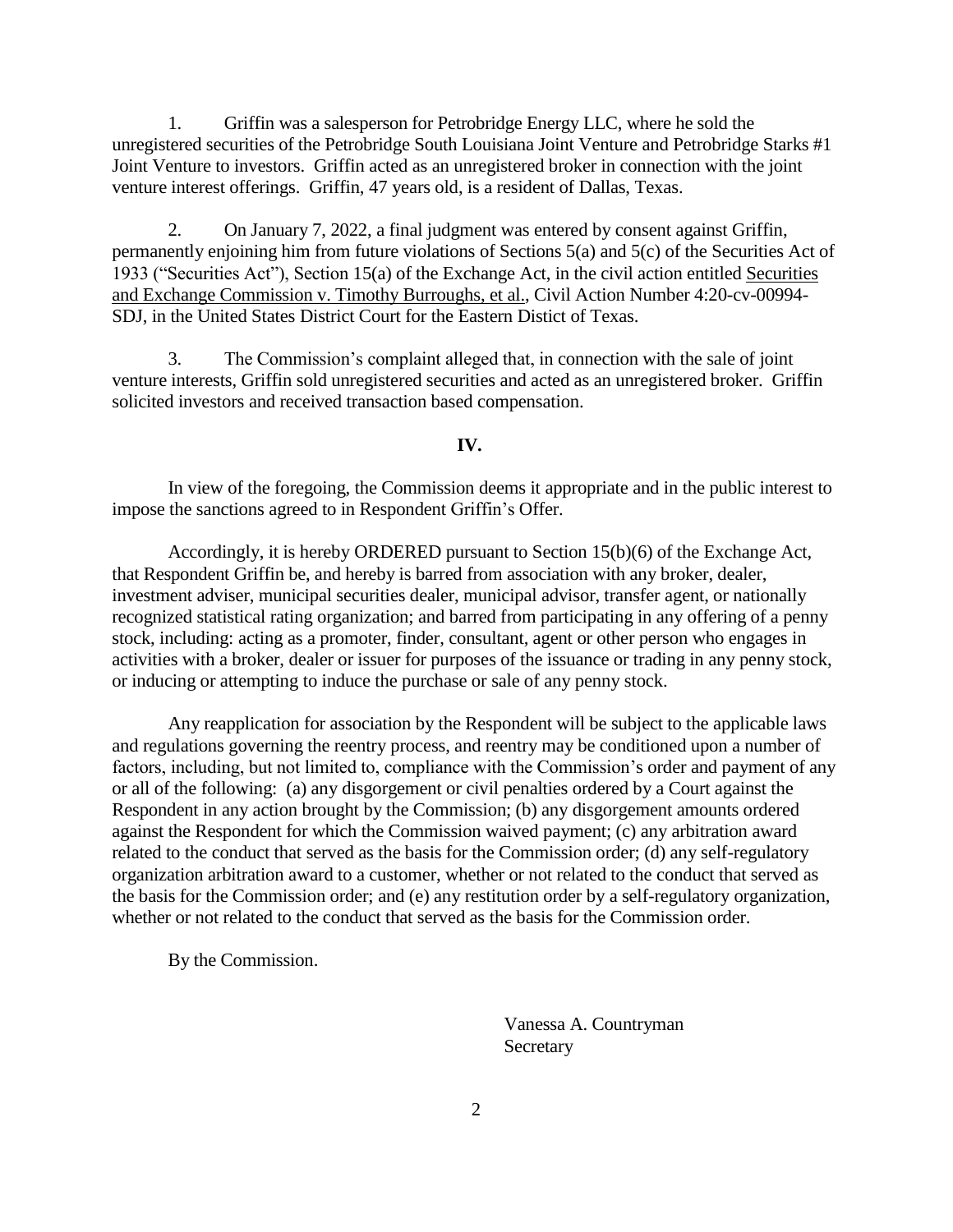1. Griffin was a salesperson for Petrobridge Energy LLC, where he sold the unregistered securities of the Petrobridge South Louisiana Joint Venture and Petrobridge Starks #1 Joint Venture to investors. Griffin acted as an unregistered broker in connection with the joint venture interest offerings. Griffin, 47 years old, is a resident of Dallas, Texas.

2. On January 7, 2022, a final judgment was entered by consent against Griffin, permanently enjoining him from future violations of Sections 5(a) and 5(c) of the Securities Act of 1933 ("Securities Act"), Section 15(a) of the Exchange Act, in the civil action entitled Securities and Exchange Commission v. Timothy Burroughs, et al., Civil Action Number 4:20-cv-00994-SDJ, in the United States District Court for the Eastern Distict of Texas.

3. The Commission's complaint alleged that, in connection with the sale of joint venture interests, Griffin sold unregistered securities and acted as an unregistered broker. Griffin solicited investors and received transaction based compensation.

## IV.

In view of the foregoing, the Commission deems it appropriate and in the public interest to impose the sanctions agreed to in Respondent Griffin's Offer.

Accordingly, it is hereby ORDERED pursuant to Section 15(b)(6) of the Exchange Act, that Respondent Griffin be, and hereby is barred from association with any broker, dealer, investment adviser, municipal securities dealer, municipal advisor, transfer agent, or nationally recognized statistical rating organization; and barred from participating in any offering of a penny stock, including: acting as a promoter, finder, consultant, agent or other person who engages in activities with a broker, dealer or issuer for purposes of the issuance or trading in any penny stock, or inducing or attempting to induce the purchase or sale of any penny stock.

Any reapplication for association by the Respondent will be subject to the applicable laws and regulations governing the reentry process, and reentry may be conditioned upon a number of factors, including, but not limited to, compliance with the Commission's order and payment of any or all of the following: (a) any disgorgement or civil penalties ordered by a Court against the Respondent in any action brought by the Commission; (b) any disgorgement amounts ordered against the Respondent for which the Commission waived payment; (c) any arbitration award related to the conduct that served as the basis for the Commission order; (d) any self-regulatory organization arbitration award to a customer, whether or not related to the conduct that served as the basis for the Commission order; and (e) any restitution order by a self-regulatory organization, whether or not related to the conduct that served as the basis for the Commission order.

By the Commission.

Vanessa A. Countryman
Secretary